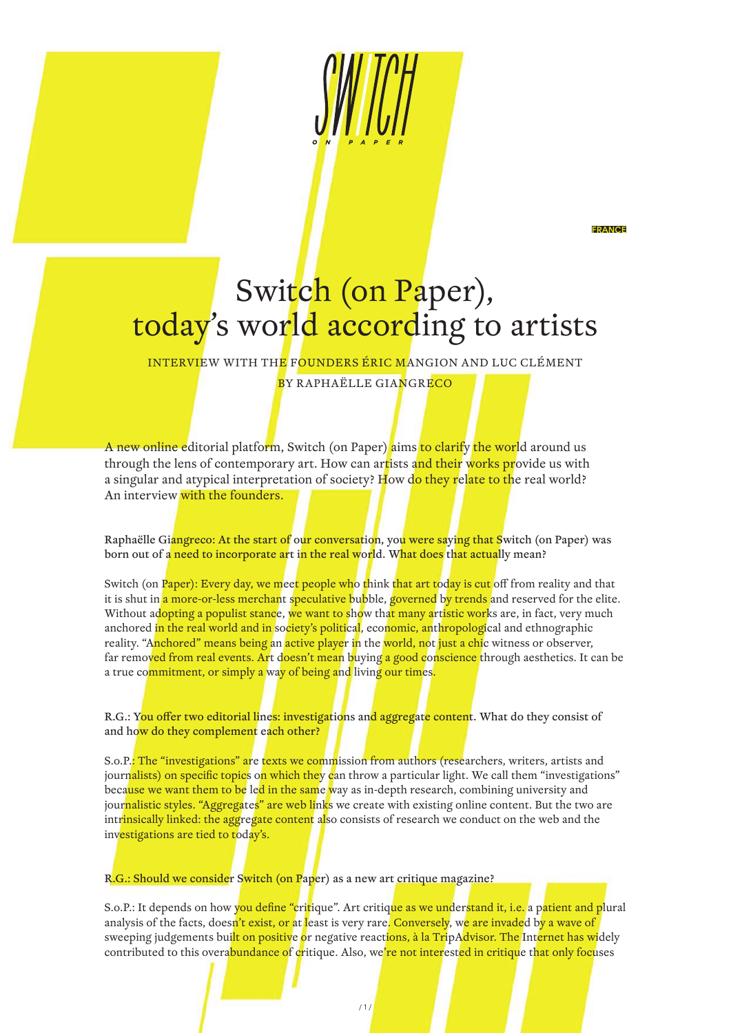SWITCH ON PAPER

FRANCE

# Switch (on Paper), today's world according to artists

INTERVIEW WITH THE FOUNDERS ÉRIC MANGION AND LUC CLÉMENT

BY RAPHAËLLE GIANGRECO

A new online editorial platform, Switch (on Paper) aims to clarify the world around us through the lens of contemporary art. How can artists and their works provide us with a singular and atypical interpretation of society? How do they relate to the real world? An interview with the founders.

**Raphaëlle Giangreco: At the start of our conversation, you were saying that Switch (on Paper) was born out of a need to incorporate art in the real world. What does that actually mean?**

Switch (on Paper): Every day, we meet people who think that art today is cut off from reality and that it is shut in a more-or-less merchant speculative bubble, governed by trends and reserved for the elite. Without adopting a populist stance, we want to show that many artistic works are, in fact, very much anchored in the real world and in society's political, economic, anthropological and ethnographic reality. "Anchored" means being an active player in the world, not just a chic witness or observer, far removed from real events. Art doesn't mean buying a good conscience through aesthetics. It can be a true commitment, or simply a way of being and living our times.

**R.G.: You offer two editorial lines: investigations and aggregate content. What do they consist of and how do they complement each other?**

S.o.P.: The "investigations" are texts we commission from authors (researchers, writers, artists and journalists) on specific topics on which they can throw a particular light. We call them "investigations" because we want them to be led in the same way as in-depth research, combining university and journalistic styles. "Aggregates" are web links we create with existing online content. But the two are intrinsically linked: the aggregate content also consists of research we conduct on the web and the investigations are tied to today's.

**R.G.: Should we consider Switch (on Paper) as a new art critique magazine?**

S.o.P.: It depends on how you define "critique". Art critique as we understand it, i.e. a patient and plural analysis of the facts, doesn't exist, or at least is very rare. Conversely, we are invaded by a wave of sweeping judgements built on positive or negative reactions, à la TripAdvisor. The Internet has widely contributed to this overabundance of critique. Also, we're not interested in critique that only focuses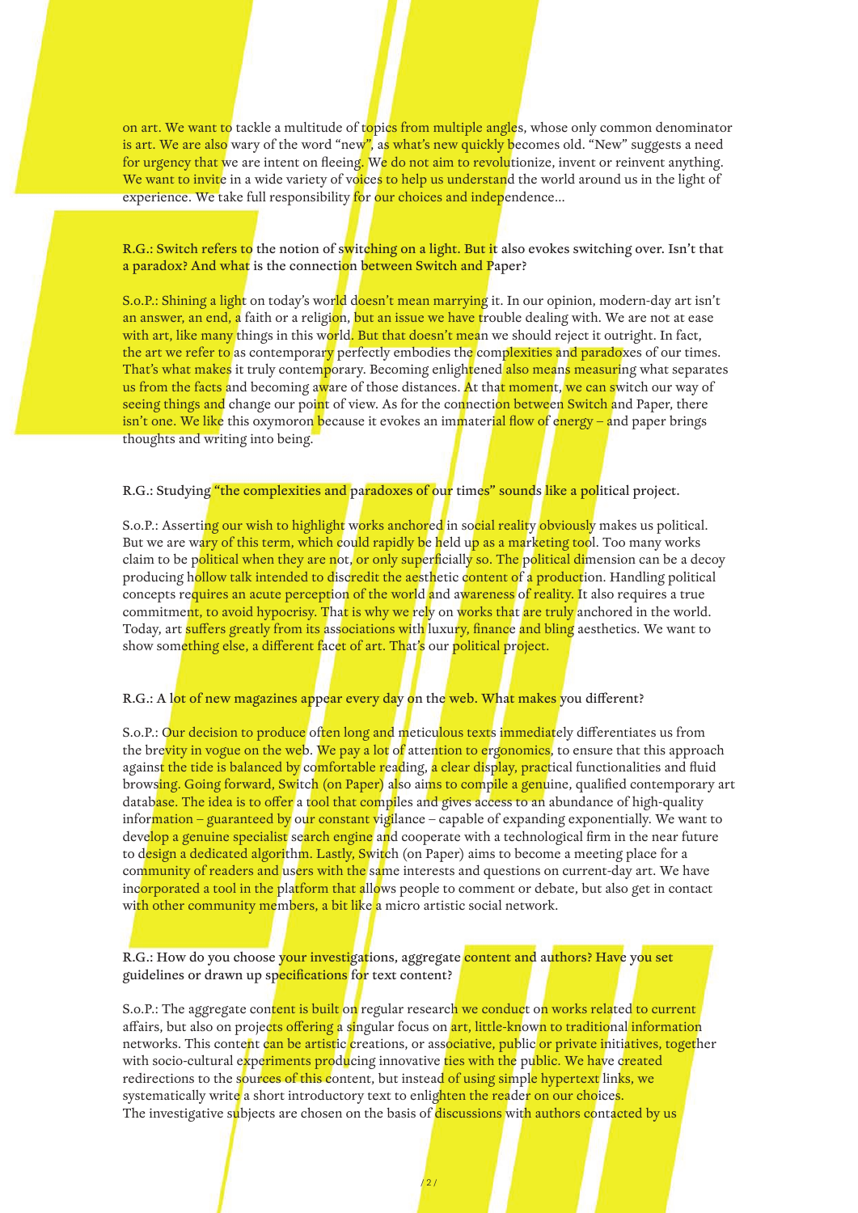on art. We want to tackle a multitude of topics from multiple angles, whose only common denominator is art. We are also wary of the word "new", as what's new quickly becomes old. "New" suggests a need for urgency that we are intent on fleeing. We do not aim to revolutionize, invent or reinvent anything. We want to invite in a wide variety of voices to help us understand the world around us in the light of experience. We take full responsibility for our choices and independence…

**R.G.: Switch refers to the notion of switching on a light. But it also evokes switching over. Isn't that a paradox? And what is the connection between Switch and Paper?**

S.o.P.: Shining a light on today's world doesn't mean marrying it. In our opinion, modern-day art isn't an answer, an end, a faith or a religion, but an issue we have trouble dealing with. We are not at ease with art, like many things in this world. But that doesn't mean we should reject it outright. In fact, the art we refer to as contemporary perfectly embodies the complexities and paradoxes of our times. That's what makes it truly contemporary. Becoming enlightened also means measuring what separates us from the facts and becoming aware of those distances. At that moment, we can switch our way of seeing things and change our point of view. As for the connection between Switch and Paper, there isn't one. We like this oxymoron because it evokes an immaterial flow of energy – and paper brings thoughts and writing into being.

**R.G.: Studying "the complexities and paradoxes of our times" sounds like a political project.**

S.o.P.: Asserting our wish to highlight works anchored in social reality obviously makes us political. But we are wary of this term, which could rapidly be held up as a marketing tool. Too many works claim to be political when they are not, or only superficially so. The political dimension can be a decoy producing hollow talk intended to discredit the aesthetic content of a production. Handling political concepts requires an acute perception of the world and awareness of reality. It also requires a true commitment, to avoid hypocrisy. That is why we rely on works that are truly anchored in the world. Today, art suffers greatly from its associations with luxury, finance and bling aesthetics. We want to show something else, a different facet of art. That's our political project.

**R.G.: A lot of new magazines appear every day on the web. What makes you different?**

S.o.P.: Our decision to produce often long and meticulous texts immediately differentiates us from the brevity in vogue on the web. We pay a lot of attention to ergonomics, to ensure that this approach against the tide is balanced by comfortable reading, a clear display, practical functionalities and fluid browsing. Going forward, Switch (on Paper) also aims to compile a genuine, qualified contemporary art database. The idea is to offer a tool that compiles and gives access to an abundance of high-quality information – guaranteed by our constant vigilance – capable of expanding exponentially. We want to develop a genuine specialist search engine and cooperate with a technological firm in the near future to design a dedicated algorithm. Lastly, Switch (on Paper) aims to become a meeting place for a community of readers and users with the same interests and questions on current-day art. We have incorporated a tool in the platform that allows people to comment or debate, but also get in contact with other community members, a bit like a micro artistic social network.

**R.G.: How do you choose your investigations, aggregate content and authors? Have you set guidelines or drawn up specifications for text content?**

S.o.P.: The aggregate content is built on regular research we conduct on works related to current affairs, but also on projects offering a singular focus on art, little-known to traditional information networks. This content can be artistic creations, or associative, public or private initiatives, together with socio-cultural experiments producing innovative ties with the public. We have created redirections to the sources of this content, but instead of using simple hypertext links, we systematically write a short introductory text to enlighten the reader on our choices.
The investigative subjects are chosen on the basis of discussions with authors contacted by us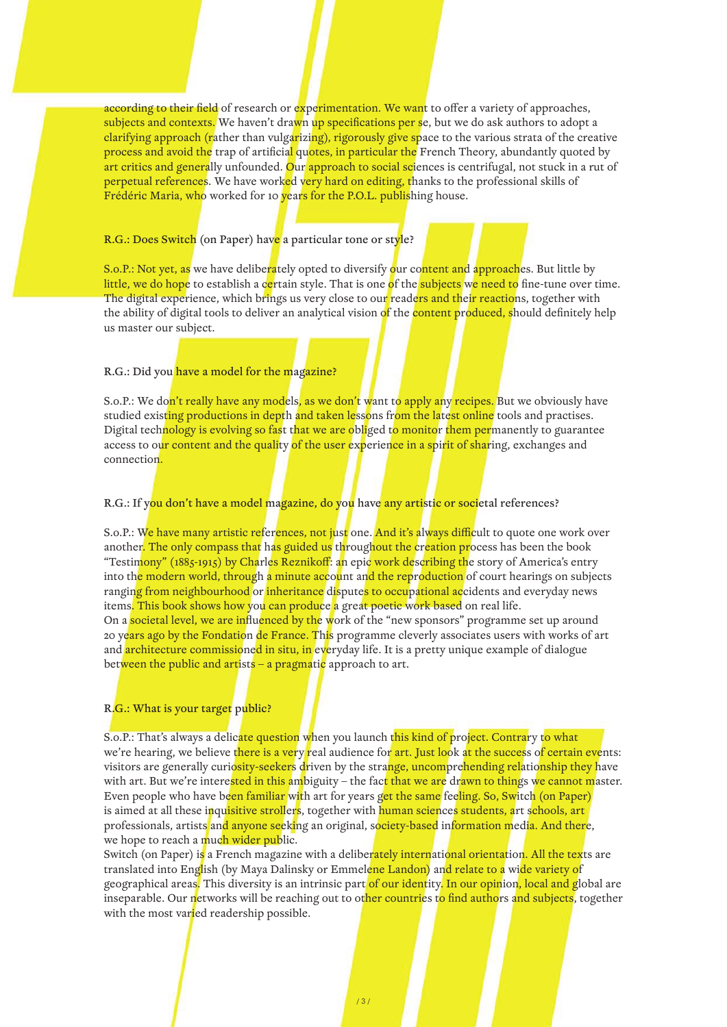according to their field of research or experimentation. We want to offer a variety of approaches, subjects and contexts. We haven't drawn up specifications per se, but we do ask authors to adopt a clarifying approach (rather than vulgarizing), rigorously give space to the various strata of the creative process and avoid the trap of artificial quotes, in particular the French Theory, abundantly quoted by art critics and generally unfounded. Our approach to social sciences is centrifugal, not stuck in a rut of perpetual references. We have worked very hard on editing, thanks to the professional skills of Frédéric Maria, who worked for 10 years for the P.O.L. publishing house.

**R.G.: Does Switch (on Paper) have a particular tone or style?**

S.o.P.: Not yet, as we have deliberately opted to diversify our content and approaches. But little by little, we do hope to establish a certain style. That is one of the subjects we need to fine-tune over time. The digital experience, which brings us very close to our readers and their reactions, together with the ability of digital tools to deliver an analytical vision of the content produced, should definitely help us master our subject.

**R.G.: Did you have a model for the magazine?**

S.o.P.: We don't really have any models, as we don't want to apply any recipes. But we obviously have studied existing productions in depth and taken lessons from the latest online tools and practises. Digital technology is evolving so fast that we are obliged to monitor them permanently to guarantee access to our content and the quality of the user experience in a spirit of sharing, exchanges and connection.

**R.G.: If you don't have a model magazine, do you have any artistic or societal references?**

S.o.P.: We have many artistic references, not just one. And it's always difficult to quote one work over another. The only compass that has guided us throughout the creation process has been the book "Testimony" (1885-1915) by Charles Reznikoff: an epic work describing the story of America's entry into the modern world, through a minute account and the reproduction of court hearings on subjects ranging from neighbourhood or inheritance disputes to occupational accidents and everyday news items. This book shows how you can produce a great poetic work based on real life.
On a societal level, we are influenced by the work of the "new sponsors" programme set up around 20 years ago by the Fondation de France. This programme cleverly associates users with works of art and architecture commissioned in situ, in everyday life. It is a pretty unique example of dialogue between the public and artists – a pragmatic approach to art.

**R.G.: What is your target public?**

S.o.P.: That's always a delicate question when you launch this kind of project. Contrary to what we're hearing, we believe there is a very real audience for art. Just look at the success of certain events: visitors are generally curiosity-seekers driven by the strange, uncomprehending relationship they have with art. But we're interested in this ambiguity – the fact that we are drawn to things we cannot master. Even people who have been familiar with art for years get the same feeling. So, Switch (on Paper) is aimed at all these inquisitive strollers, together with human sciences students, art schools, art professionals, artists and anyone seeking an original, society-based information media. And there, we hope to reach a much wider public.
Switch (on Paper) is a French magazine with a deliberately international orientation. All the texts are translated into English (by Maya Dalinsky or Emmelene Landon) and relate to a wide variety of geographical areas. This diversity is an intrinsic part of our identity. In our opinion, local and global are inseparable. Our networks will be reaching out to other countries to find authors and subjects, together with the most varied readership possible.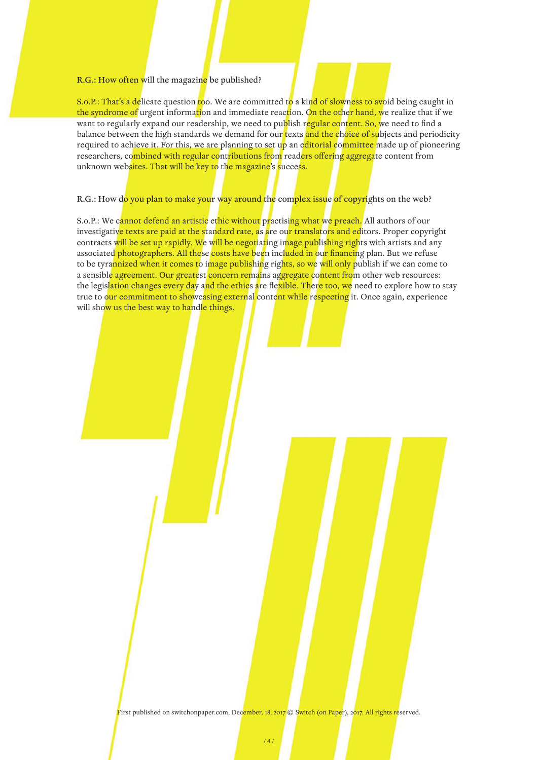**R.G.: How often will the magazine be published?**

S.o.P.: That's a delicate question too. We are committed to a kind of slowness to avoid being caught in the syndrome of urgent information and immediate reaction. On the other hand, we realize that if we want to regularly expand our readership, we need to publish regular content. So, we need to find a balance between the high standards we demand for our texts and the choice of subjects and periodicity required to achieve it. For this, we are planning to set up an editorial committee made up of pioneering researchers, combined with regular contributions from readers offering aggregate content from unknown websites. That will be key to the magazine's success.

**R.G.: How do you plan to make your way around the complex issue of copyrights on the web?**

S.o.P.: We cannot defend an artistic ethic without practising what we preach. All authors of our investigative texts are paid at the standard rate, as are our translators and editors. Proper copyright contracts will be set up rapidly. We will be negotiating image publishing rights with artists and any associated photographers. All these costs have been included in our financing plan. But we refuse to be tyrannized when it comes to image publishing rights, so we will only publish if we can come to a sensible agreement. Our greatest concern remains aggregate content from other web resources: the legislation changes every day and the ethics are flexible. There too, we need to explore how to stay true to our commitment to showcasing external content while respecting it. Once again, experience will show us the best way to handle things.

First published on switchonpaper.com, December, 18, 2017 © Switch (on Paper), 2017. All rights reserved.